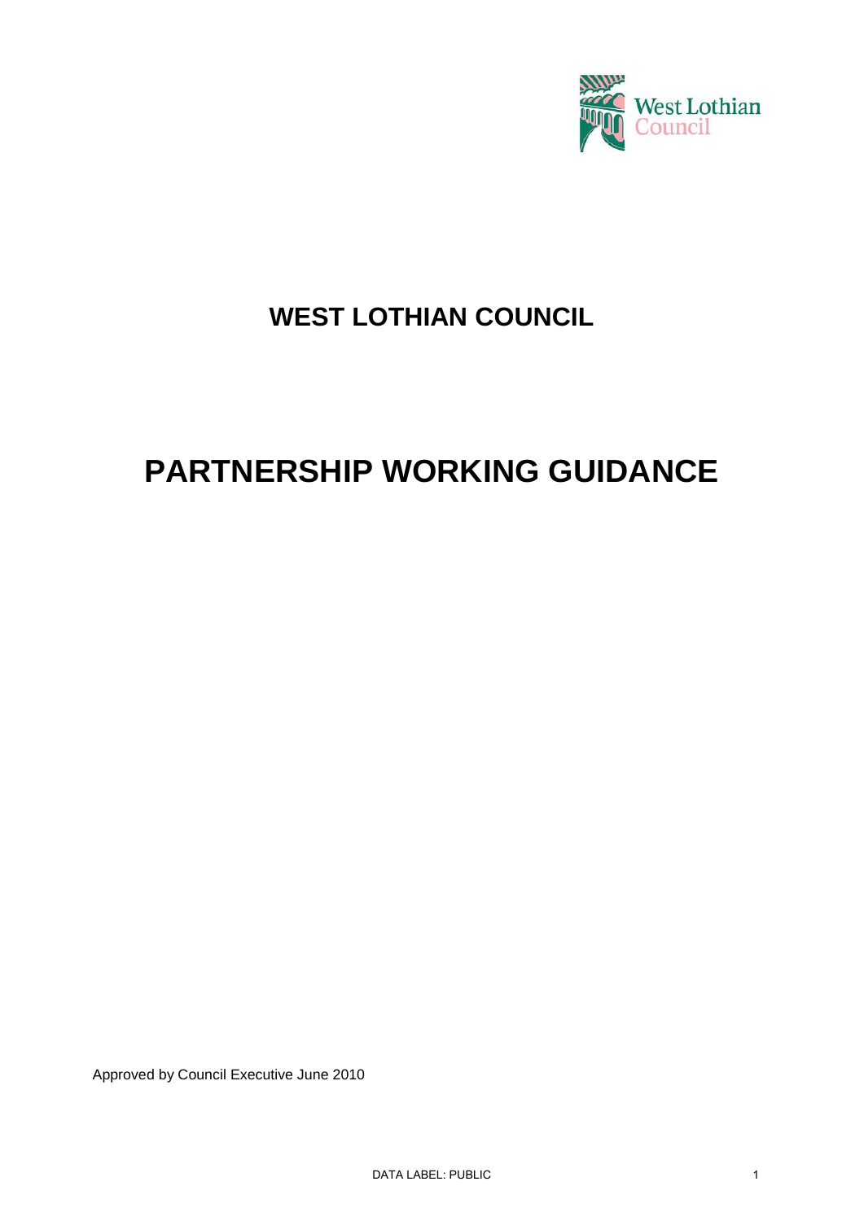# WEST LOTHIAN COUNCIL

# PARTNERSHIP WORKING GUIDANCE

Approved by Council Executive June 2010

DATA LABEL: PUBLIC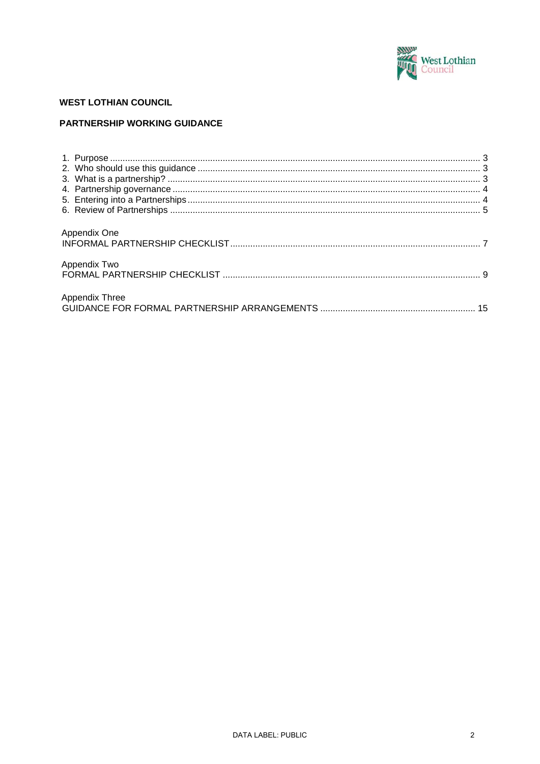**WEST LOTHIAN COUNCIL**

**PARTNERSHIP WORKING GUIDANCE**

1. Purpose ............................................................................................................................................ 3
2. Who should use this guidance ........................................................................................................ 3
3. What is a partnership? .................................................................................................................... 3
4. Partnership governance .................................................................................................................. 4
5. Entering into a Partnerships ............................................................................................................ 4
6. Review of Partnerships ................................................................................................................... 5

Appendix One
INFORMAL PARTNERSHIP CHECKLIST ......................................................................................... 7

Appendix Two
FORMAL PARTNERSHIP CHECKLIST ............................................................................................ 9

Appendix Three
GUIDANCE FOR FORMAL PARTNERSHIP ARRANGEMENTS ..................................................... 15

DATA LABEL: PUBLIC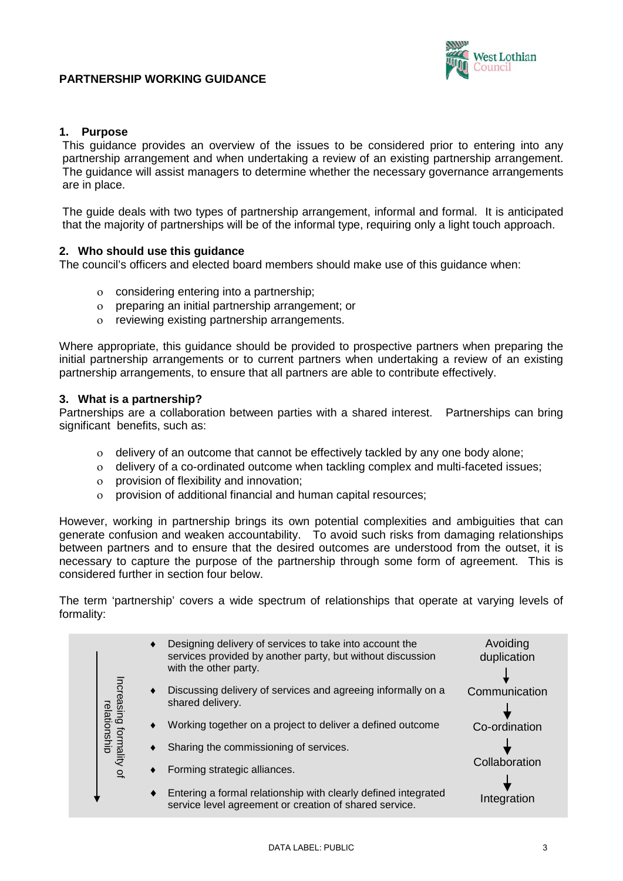**PARTNERSHIP WORKING GUIDANCE**

## 1. Purpose

This guidance provides an overview of the issues to be considered prior to entering into any partnership arrangement and when undertaking a review of an existing partnership arrangement. The guidance will assist managers to determine whether the necessary governance arrangements are in place.

The guide deals with two types of partnership arrangement, informal and formal. It is anticipated that the majority of partnerships will be of the informal type, requiring only a light touch approach.

## 2. Who should use this guidance

The council's officers and elected board members should make use of this guidance when:

- considering entering into a partnership;
- preparing an initial partnership arrangement; or
- reviewing existing partnership arrangements.

Where appropriate, this guidance should be provided to prospective partners when preparing the initial partnership arrangements or to current partners when undertaking a review of an existing partnership arrangements, to ensure that all partners are able to contribute effectively.

## 3. What is a partnership?

Partnerships are a collaboration between parties with a shared interest. Partnerships can bring significant benefits, such as:

- delivery of an outcome that cannot be effectively tackled by any one body alone;
- delivery of a co-ordinated outcome when tackling complex and multi-faceted issues;
- provision of flexibility and innovation;
- provision of additional financial and human capital resources;

However, working in partnership brings its own potential complexities and ambiguities that can generate confusion and weaken accountability. To avoid such risks from damaging relationships between partners and to ensure that the desired outcomes are understood from the outset, it is necessary to capture the purpose of the partnership through some form of agreement. This is considered further in section four below.

The term 'partnership' covers a wide spectrum of relationships that operate at varying levels of formality:

| Increasing formality of relationship ↓ | Relationship | Level |
|---|---|---|
| | Designing delivery of services to take into account the services provided by another party, but without discussion with the other party. | Avoiding duplication ↓ |
| | Discussing delivery of services and agreeing informally on a shared delivery. | Communication ↓ |
| | Working together on a project to deliver a defined outcome | Co-ordination ↓ |
| | Sharing the commissioning of services. | |
| | Forming strategic alliances. | Collaboration ↓ |
| | Entering a formal relationship with clearly defined integrated service level agreement or creation of shared service. | Integration |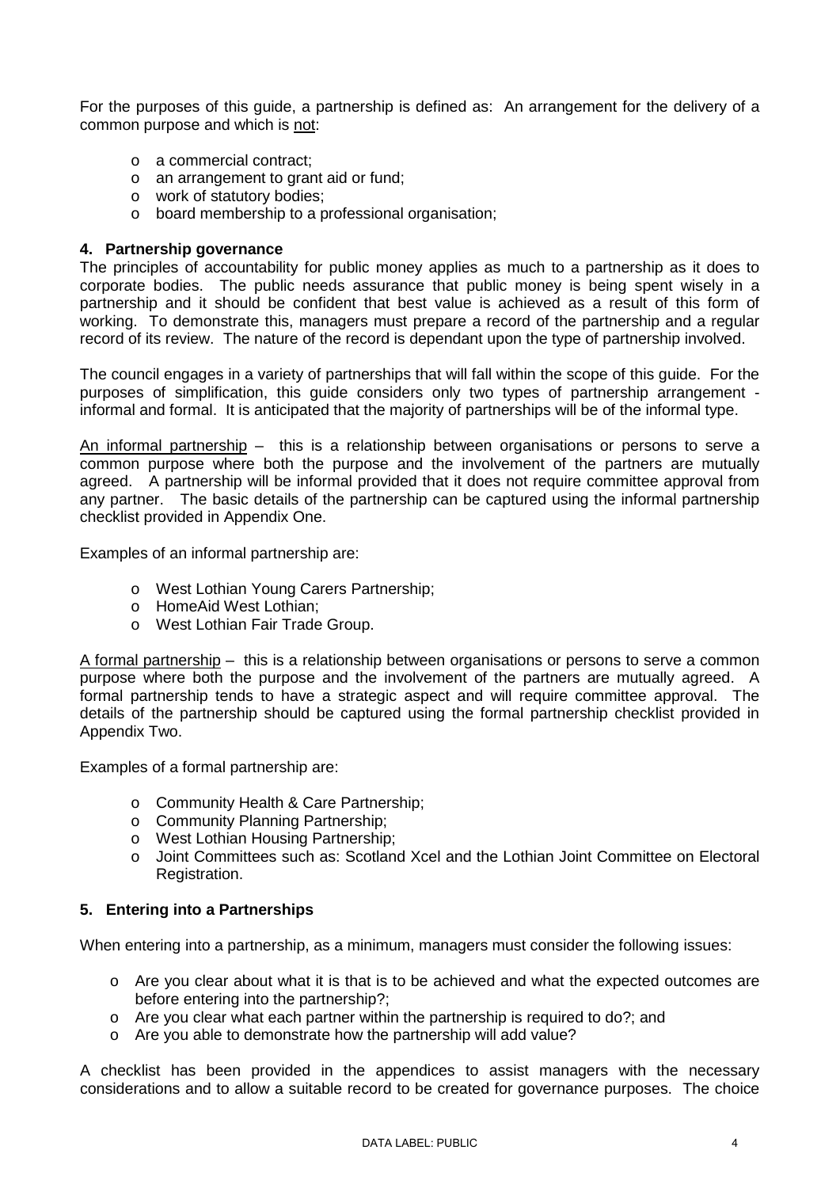For the purposes of this guide, a partnership is defined as: An arrangement for the delivery of a common purpose and which is not:

- a commercial contract;
- an arrangement to grant aid or fund;
- work of statutory bodies;
- board membership to a professional organisation;

## 4. Partnership governance

The principles of accountability for public money applies as much to a partnership as it does to corporate bodies. The public needs assurance that public money is being spent wisely in a partnership and it should be confident that best value is achieved as a result of this form of working. To demonstrate this, managers must prepare a record of the partnership and a regular record of its review. The nature of the record is dependant upon the type of partnership involved.

The council engages in a variety of partnerships that will fall within the scope of this guide. For the purposes of simplification, this guide considers only two types of partnership arrangement - informal and formal. It is anticipated that the majority of partnerships will be of the informal type.

An informal partnership – this is a relationship between organisations or persons to serve a common purpose where both the purpose and the involvement of the partners are mutually agreed. A partnership will be informal provided that it does not require committee approval from any partner. The basic details of the partnership can be captured using the informal partnership checklist provided in Appendix One.

Examples of an informal partnership are:

- West Lothian Young Carers Partnership;
- HomeAid West Lothian;
- West Lothian Fair Trade Group.

A formal partnership – this is a relationship between organisations or persons to serve a common purpose where both the purpose and the involvement of the partners are mutually agreed. A formal partnership tends to have a strategic aspect and will require committee approval. The details of the partnership should be captured using the formal partnership checklist provided in Appendix Two.

Examples of a formal partnership are:

- Community Health & Care Partnership;
- Community Planning Partnership;
- West Lothian Housing Partnership;
- Joint Committees such as: Scotland Xcel and the Lothian Joint Committee on Electoral Registration.

## 5. Entering into a Partnerships

When entering into a partnership, as a minimum, managers must consider the following issues:

- Are you clear about what it is that is to be achieved and what the expected outcomes are before entering into the partnership?;
- Are you clear what each partner within the partnership is required to do?; and
- Are you able to demonstrate how the partnership will add value?

A checklist has been provided in the appendices to assist managers with the necessary considerations and to allow a suitable record to be created for governance purposes. The choice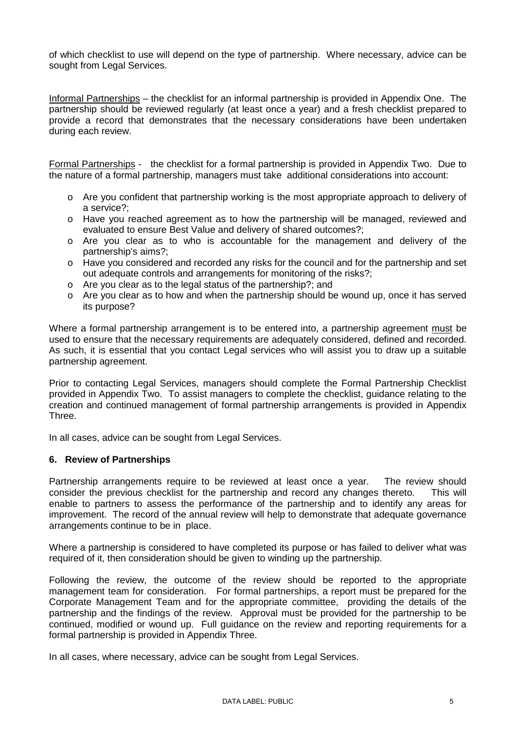of which checklist to use will depend on the type of partnership. Where necessary, advice can be sought from Legal Services.

Informal Partnerships – the checklist for an informal partnership is provided in Appendix One. The partnership should be reviewed regularly (at least once a year) and a fresh checklist prepared to provide a record that demonstrates that the necessary considerations have been undertaken during each review.

Formal Partnerships - the checklist for a formal partnership is provided in Appendix Two. Due to the nature of a formal partnership, managers must take additional considerations into account:

- Are you confident that partnership working is the most appropriate approach to delivery of a service?;
- Have you reached agreement as to how the partnership will be managed, reviewed and evaluated to ensure Best Value and delivery of shared outcomes?;
- Are you clear as to who is accountable for the management and delivery of the partnership's aims?;
- Have you considered and recorded any risks for the council and for the partnership and set out adequate controls and arrangements for monitoring of the risks?;
- Are you clear as to the legal status of the partnership?; and
- Are you clear as to how and when the partnership should be wound up, once it has served its purpose?

Where a formal partnership arrangement is to be entered into, a partnership agreement must be used to ensure that the necessary requirements are adequately considered, defined and recorded. As such, it is essential that you contact Legal services who will assist you to draw up a suitable partnership agreement.

Prior to contacting Legal Services, managers should complete the Formal Partnership Checklist provided in Appendix Two. To assist managers to complete the checklist, guidance relating to the creation and continued management of formal partnership arrangements is provided in Appendix Three.

In all cases, advice can be sought from Legal Services.

## 6. Review of Partnerships

Partnership arrangements require to be reviewed at least once a year. The review should consider the previous checklist for the partnership and record any changes thereto. This will enable to partners to assess the performance of the partnership and to identify any areas for improvement. The record of the annual review will help to demonstrate that adequate governance arrangements continue to be in place.

Where a partnership is considered to have completed its purpose or has failed to deliver what was required of it, then consideration should be given to winding up the partnership.

Following the review, the outcome of the review should be reported to the appropriate management team for consideration. For formal partnerships, a report must be prepared for the Corporate Management Team and for the appropriate committee, providing the details of the partnership and the findings of the review. Approval must be provided for the partnership to be continued, modified or wound up. Full guidance on the review and reporting requirements for a formal partnership is provided in Appendix Three.

In all cases, where necessary, advice can be sought from Legal Services.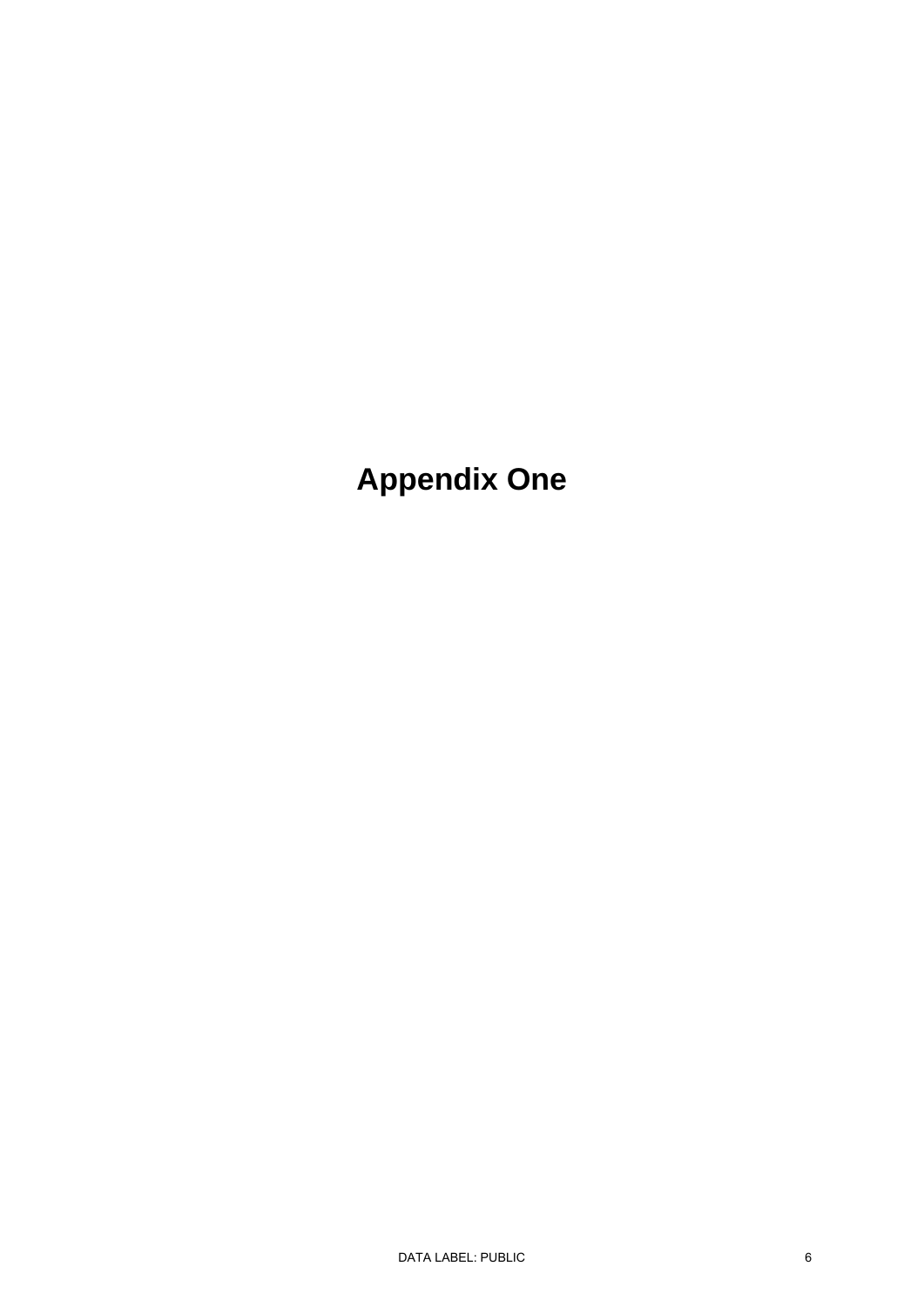# Appendix One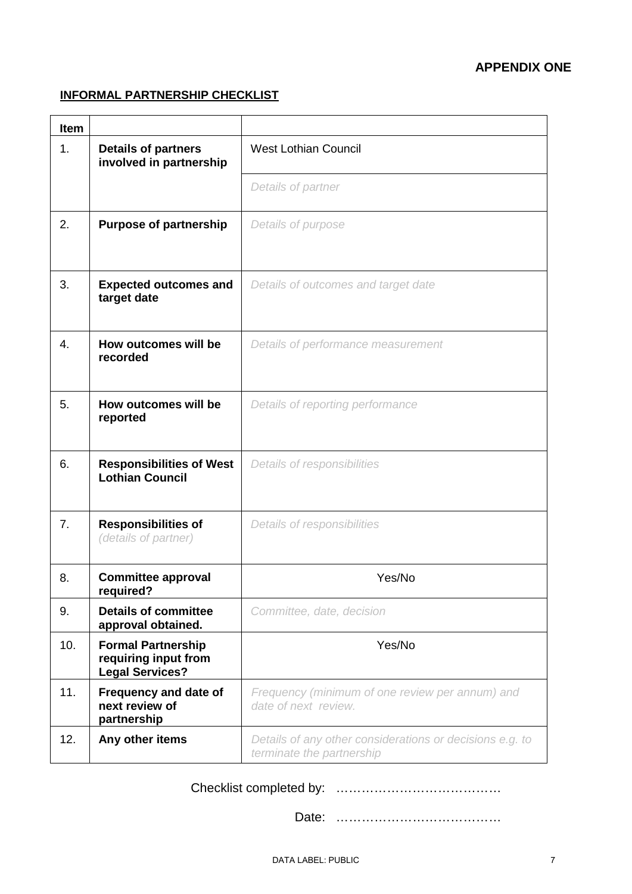**APPENDIX ONE**

**INFORMAL PARTNERSHIP CHECKLIST**

| **Item** | | |
|---|---|---|
| 1. | **Details of partners involved in partnership** | West Lothian Council |
| | | *Details of partner* |
| 2. | **Purpose of partnership** | *Details of purpose* |
| 3. | **Expected outcomes and target date** | *Details of outcomes and target date* |
| 4. | **How outcomes will be recorded** | *Details of performance measurement* |
| 5. | **How outcomes will be reported** | *Details of reporting performance* |
| 6. | **Responsibilities of West Lothian Council** | *Details of responsibilities* |
| 7. | **Responsibilities of** *(details of partner)* | *Details of responsibilities* |
| 8. | **Committee approval required?** | Yes/No |
| 9. | **Details of committee approval obtained.** | *Committee, date, decision* |
| 10. | **Formal Partnership requiring input from Legal Services?** | Yes/No |
| 11. | **Frequency and date of next review of partnership** | *Frequency (minimum of one review per annum) and date of next review.* |
| 12. | **Any other items** | *Details of any other considerations or decisions e.g. to terminate the partnership* |

Checklist completed by: …………………………………

Date: …………………………………

DATA LABEL: PUBLIC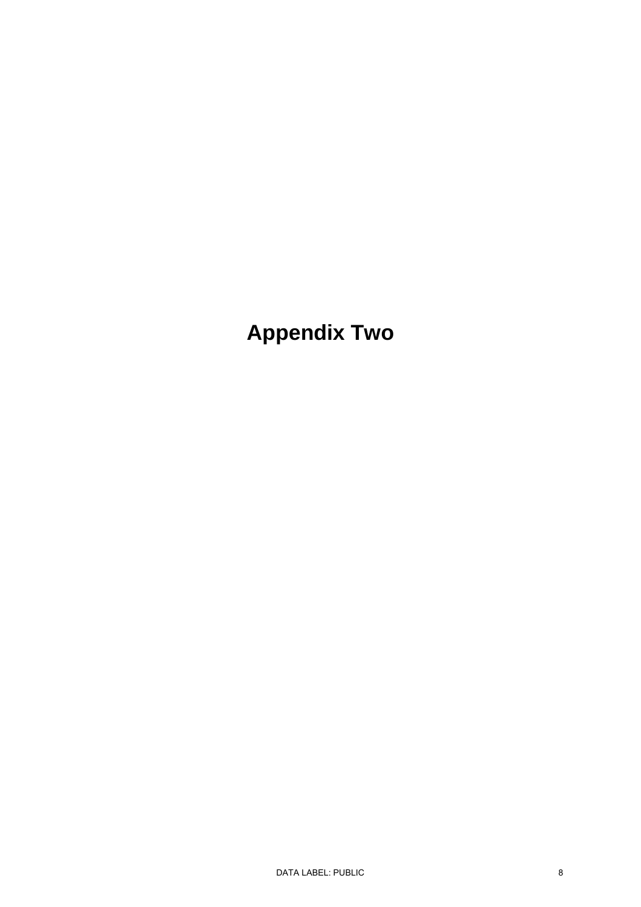# Appendix Two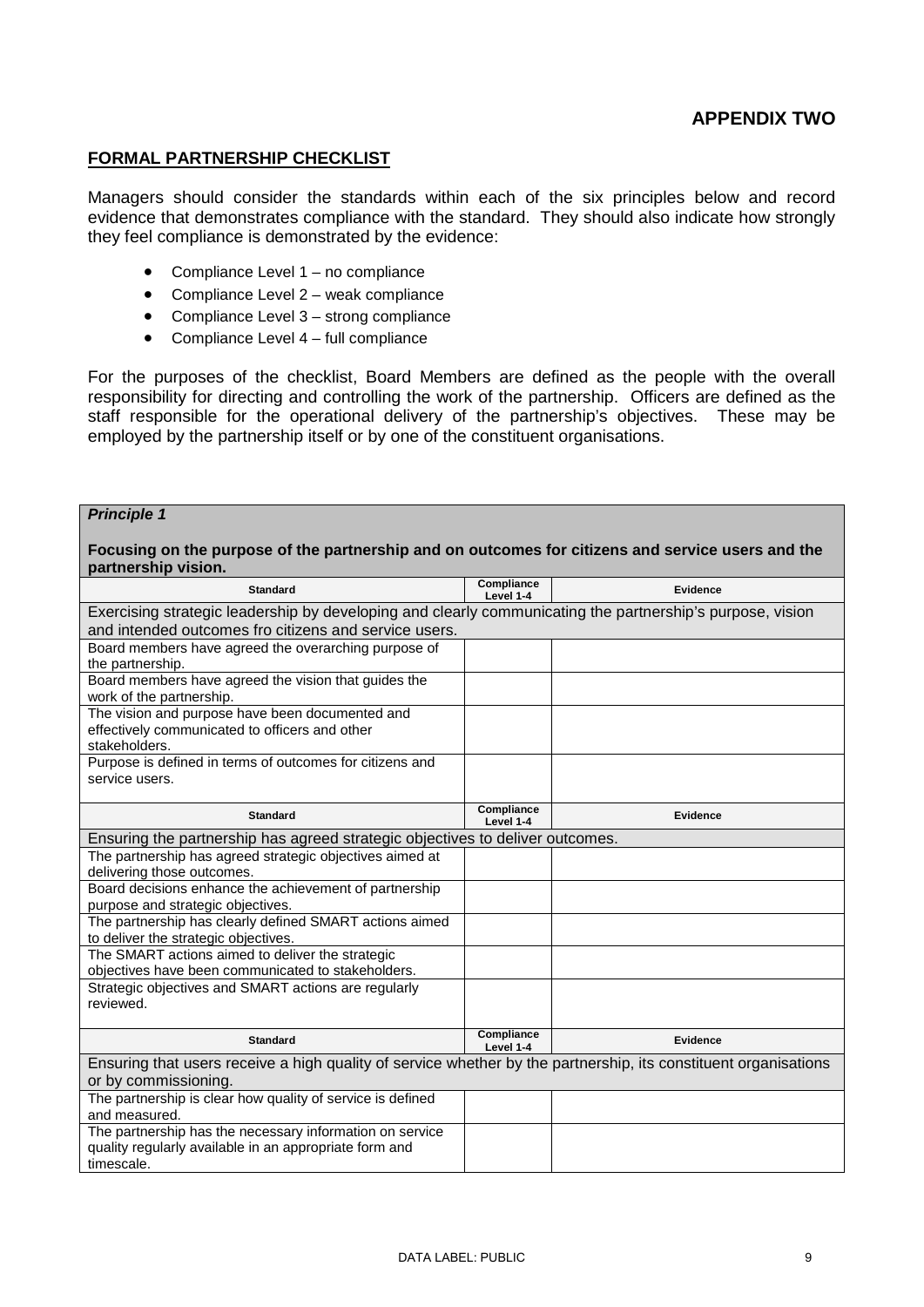## APPENDIX TWO

**FORMAL PARTNERSHIP CHECKLIST**

Managers should consider the standards within each of the six principles below and record evidence that demonstrates compliance with the standard. They should also indicate how strongly they feel compliance is demonstrated by the evidence:

- Compliance Level 1 – no compliance
- Compliance Level 2 – weak compliance
- Compliance Level 3 – strong compliance
- Compliance Level 4 – full compliance

For the purposes of the checklist, Board Members are defined as the people with the overall responsibility for directing and controlling the work of the partnership. Officers are defined as the staff responsible for the operational delivery of the partnership's objectives. These may be employed by the partnership itself or by one of the constituent organisations.

***Principle 1***

**Focusing on the purpose of the partnership and on outcomes for citizens and service users and the partnership vision.**

| Standard | Compliance Level 1-4 | Evidence |
|---|---|---|
| Exercising strategic leadership by developing and clearly communicating the partnership's purpose, vision and intended outcomes fro citizens and service users. | | |
| Board members have agreed the overarching purpose of the partnership. | | |
| Board members have agreed the vision that guides the work of the partnership. | | |
| The vision and purpose have been documented and effectively communicated to officers and other stakeholders. | | |
| Purpose is defined in terms of outcomes for citizens and service users. | | |
| **Standard** | **Compliance Level 1-4** | **Evidence** |
| Ensuring the partnership has agreed strategic objectives to deliver outcomes. | | |
| The partnership has agreed strategic objectives aimed at delivering those outcomes. | | |
| Board decisions enhance the achievement of partnership purpose and strategic objectives. | | |
| The partnership has clearly defined SMART actions aimed to deliver the strategic objectives. | | |
| The SMART actions aimed to deliver the strategic objectives have been communicated to stakeholders. | | |
| Strategic objectives and SMART actions are regularly reviewed. | | |
| **Standard** | **Compliance Level 1-4** | **Evidence** |
| Ensuring that users receive a high quality of service whether by the partnership, its constituent organisations or by commissioning. | | |
| The partnership is clear how quality of service is defined and measured. | | |
| The partnership has the necessary information on service quality regularly available in an appropriate form and timescale. | | |

DATA LABEL: PUBLIC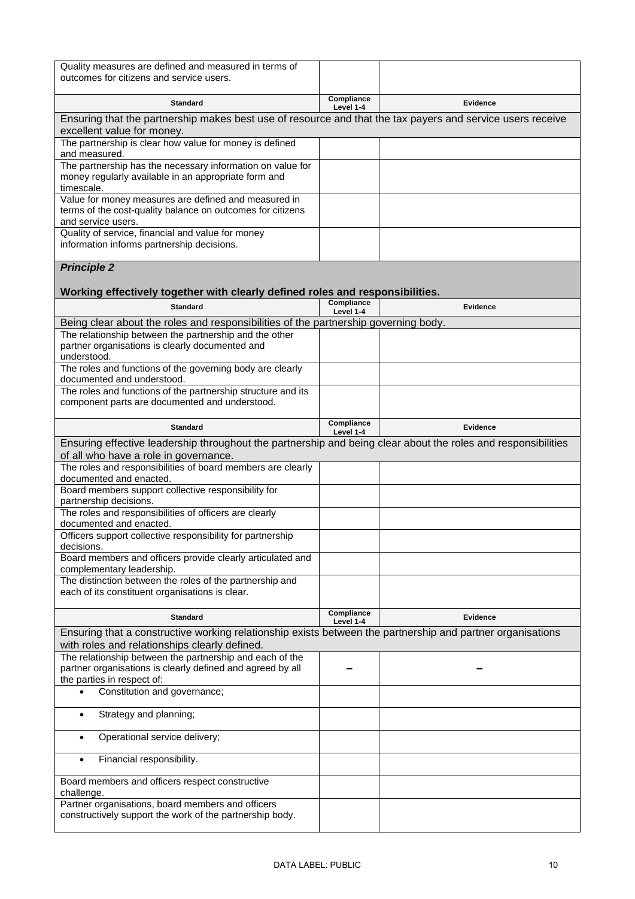| Quality measures are defined and measured in terms of outcomes for citizens and service users. | | |
|---|---|---|

| Standard | Compliance Level 1-4 | Evidence |
|---|---|---|
| Ensuring that the partnership makes best use of resource and that the tax payers and service users receive excellent value for money. | | |
| The partnership is clear how value for money is defined and measured. | | |
| The partnership has the necessary information on value for money regularly available in an appropriate form and timescale. | | |
| Value for money measures are defined and measured in terms of the cost-quality balance on outcomes for citizens and service users. | | |
| Quality of service, financial and value for money information informs partnership decisions. | | |

***Principle 2***

**Working effectively together with clearly defined roles and responsibilities.**

| Standard | Compliance Level 1-4 | Evidence |
|---|---|---|
| Being clear about the roles and responsibilities of the partnership governing body. | | |
| The relationship between the partnership and the other partner organisations is clearly documented and understood. | | |
| The roles and functions of the governing body are clearly documented and understood. | | |
| The roles and functions of the partnership structure and its component parts are documented and understood. | | |

| Standard | Compliance Level 1-4 | Evidence |
|---|---|---|
| Ensuring effective leadership throughout the partnership and being clear about the roles and responsibilities of all who have a role in governance. | | |
| The roles and responsibilities of board members are clearly documented and enacted. | | |
| Board members support collective responsibility for partnership decisions. | | |
| The roles and responsibilities of officers are clearly documented and enacted. | | |
| Officers support collective responsibility for partnership decisions. | | |
| Board members and officers provide clearly articulated and complementary leadership. | | |
| The distinction between the roles of the partnership and each of its constituent organisations is clear. | | |

| Standard | Compliance Level 1-4 | Evidence |
|---|---|---|
| Ensuring that a constructive working relationship exists between the partnership and partner organisations with roles and relationships clearly defined. | | |
| The relationship between the partnership and each of the partner organisations is clearly defined and agreed by all the parties in respect of: | – | – |
| • Constitution and governance; | | |
| • Strategy and planning; | | |
| • Operational service delivery; | | |
| • Financial responsibility. | | |
| Board members and officers respect constructive challenge. | | |
| Partner organisations, board members and officers constructively support the work of the partnership body. | | |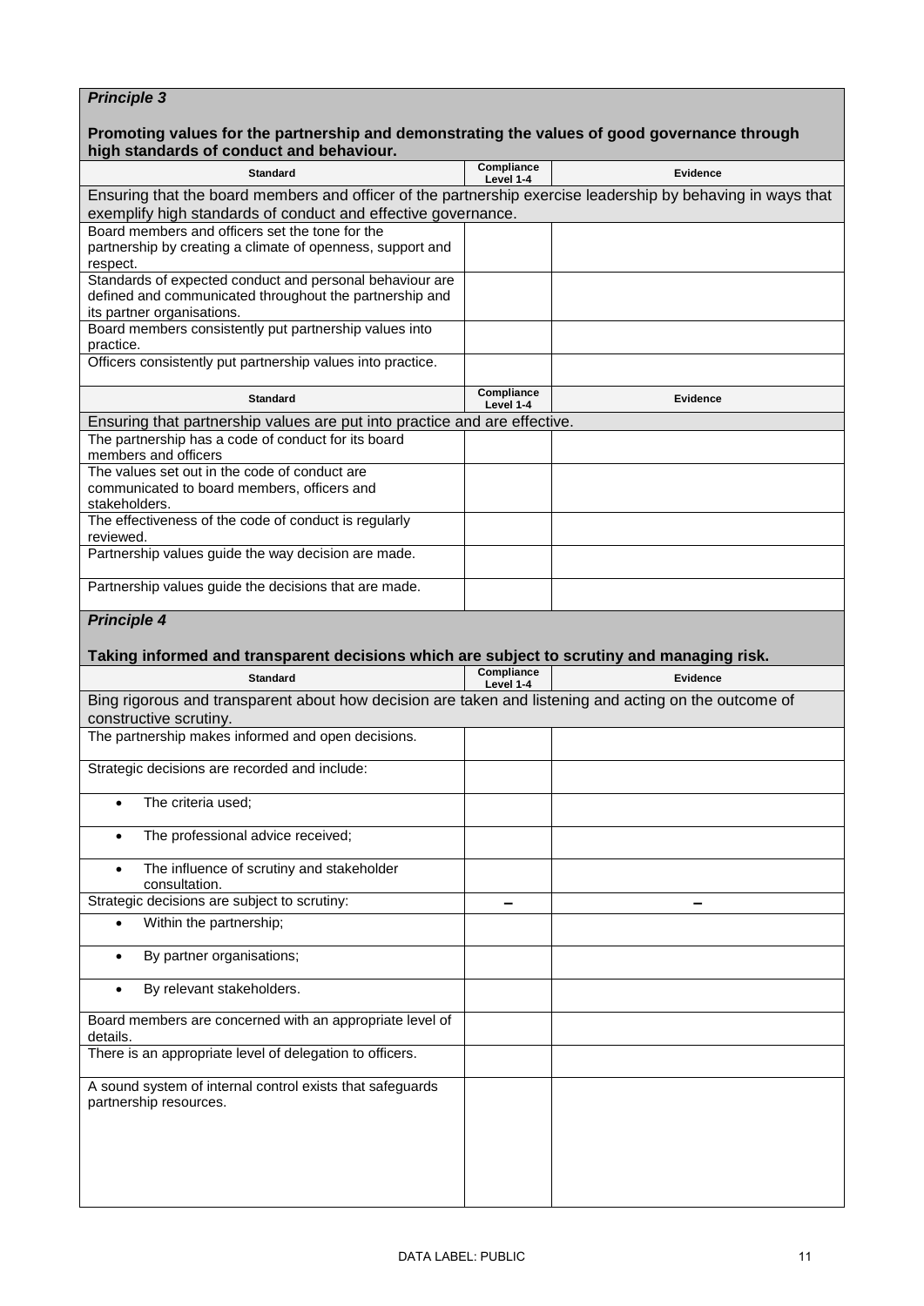**Principle 3**

**Promoting values for the partnership and demonstrating the values of good governance through high standards of conduct and behaviour.**

| Standard | Compliance Level 1-4 | Evidence |
|---|---|---|
| Ensuring that the board members and officer of the partnership exercise leadership by behaving in ways that exemplify high standards of conduct and effective governance. | | |
| Board members and officers set the tone for the partnership by creating a climate of openness, support and respect. | | |
| Standards of expected conduct and personal behaviour are defined and communicated throughout the partnership and its partner organisations. | | |
| Board members consistently put partnership values into practice. | | |
| Officers consistently put partnership values into practice. | | |

| Standard | Compliance Level 1-4 | Evidence |
|---|---|---|
| Ensuring that partnership values are put into practice and are effective. | | |
| The partnership has a code of conduct for its board members and officers | | |
| The values set out in the code of conduct are communicated to board members, officers and stakeholders. | | |
| The effectiveness of the code of conduct is regularly reviewed. | | |
| Partnership values guide the way decision are made. | | |
| Partnership values guide the decisions that are made. | | |

**Principle 4**

**Taking informed and transparent decisions which are subject to scrutiny and managing risk.**

| Standard | Compliance Level 1-4 | Evidence |
|---|---|---|
| Bing rigorous and transparent about how decision are taken and listening and acting on the outcome of constructive scrutiny. | | |
| The partnership makes informed and open decisions. | | |
| Strategic decisions are recorded and include: | | |
| • The criteria used; | | |
| • The professional advice received; | | |
| • The influence of scrutiny and stakeholder consultation. | | |
| Strategic decisions are subject to scrutiny: | – | – |
| • Within the partnership; | | |
| • By partner organisations; | | |
| • By relevant stakeholders. | | |
| Board members are concerned with an appropriate level of details. | | |
| There is an appropriate level of delegation to officers. | | |
| A sound system of internal control exists that safeguards partnership resources. | | |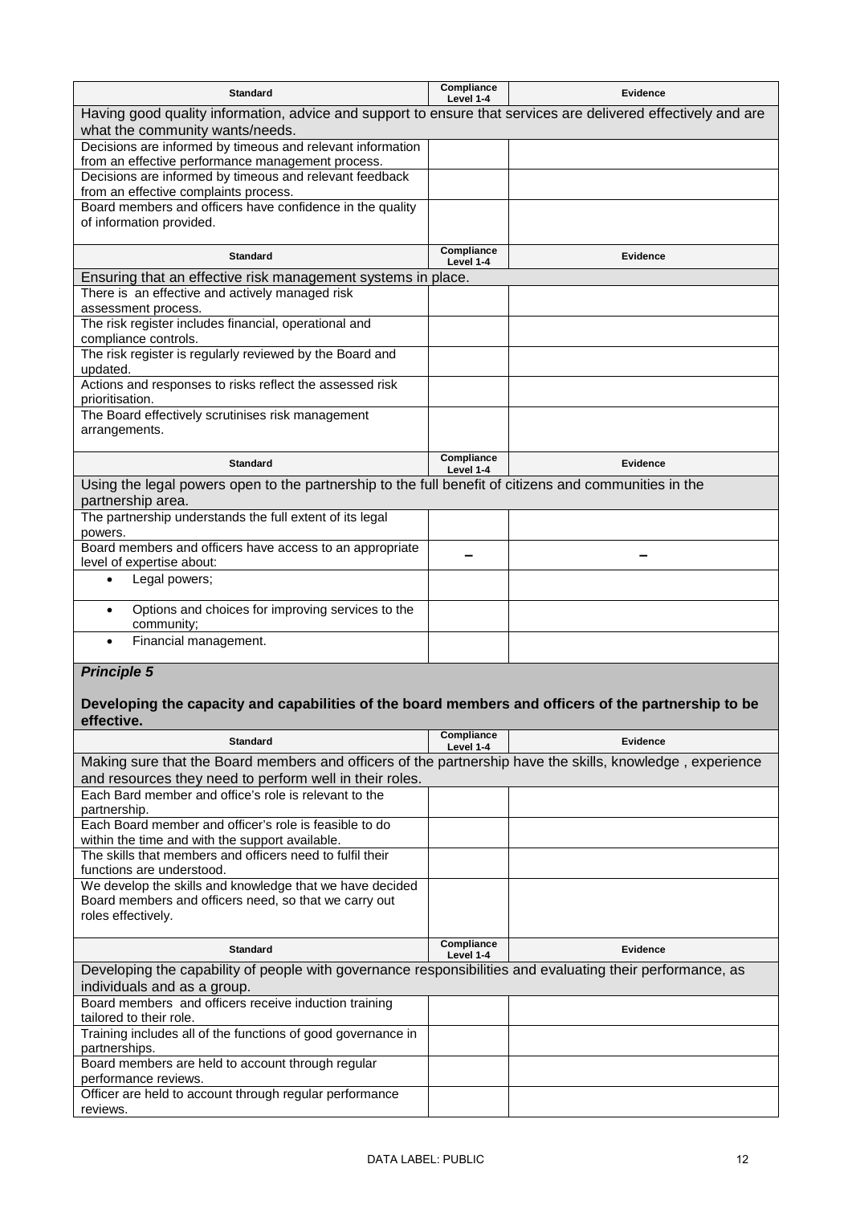| Standard | Compliance Level 1-4 | Evidence |
|---|---|---|
| Having good quality information, advice and support to ensure that services are delivered effectively and are what the community wants/needs. | | |
| Decisions are informed by timeous and relevant information from an effective performance management process. | | |
| Decisions are informed by timeous and relevant feedback from an effective complaints process. | | |
| Board members and officers have confidence in the quality of information provided. | | |

| Standard | Compliance Level 1-4 | Evidence |
|---|---|---|
| Ensuring that an effective risk management systems in place. | | |
| There is an effective and actively managed risk assessment process. | | |
| The risk register includes financial, operational and compliance controls. | | |
| The risk register is regularly reviewed by the Board and updated. | | |
| Actions and responses to risks reflect the assessed risk prioritisation. | | |
| The Board effectively scrutinises risk management arrangements. | | |

| Standard | Compliance Level 1-4 | Evidence |
|---|---|---|
| Using the legal powers open to the partnership to the full benefit of citizens and communities in the partnership area. | | |
| The partnership understands the full extent of its legal powers. | | |
| Board members and officers have access to an appropriate level of expertise about: | – | – |
| • Legal powers; | | |
| • Options and choices for improving services to the community; | | |
| • Financial management. | | |

***Principle 5***

**Developing the capacity and capabilities of the board members and officers of the partnership to be effective.**

| Standard | Compliance Level 1-4 | Evidence |
|---|---|---|
| Making sure that the Board members and officers of the partnership have the skills, knowledge , experience and resources they need to perform well in their roles. | | |
| Each Bard member and office's role is relevant to the partnership. | | |
| Each Board member and officer's role is feasible to do within the time and with the support available. | | |
| The skills that members and officers need to fulfil their functions are understood. | | |
| We develop the skills and knowledge that we have decided Board members and officers need, so that we carry out roles effectively. | | |

| Standard | Compliance Level 1-4 | Evidence |
|---|---|---|
| Developing the capability of people with governance responsibilities and evaluating their performance, as individuals and as a group. | | |
| Board members and officers receive induction training tailored to their role. | | |
| Training includes all of the functions of good governance in partnerships. | | |
| Board members are held to account through regular performance reviews. | | |
| Officer are held to account through regular performance reviews. | | |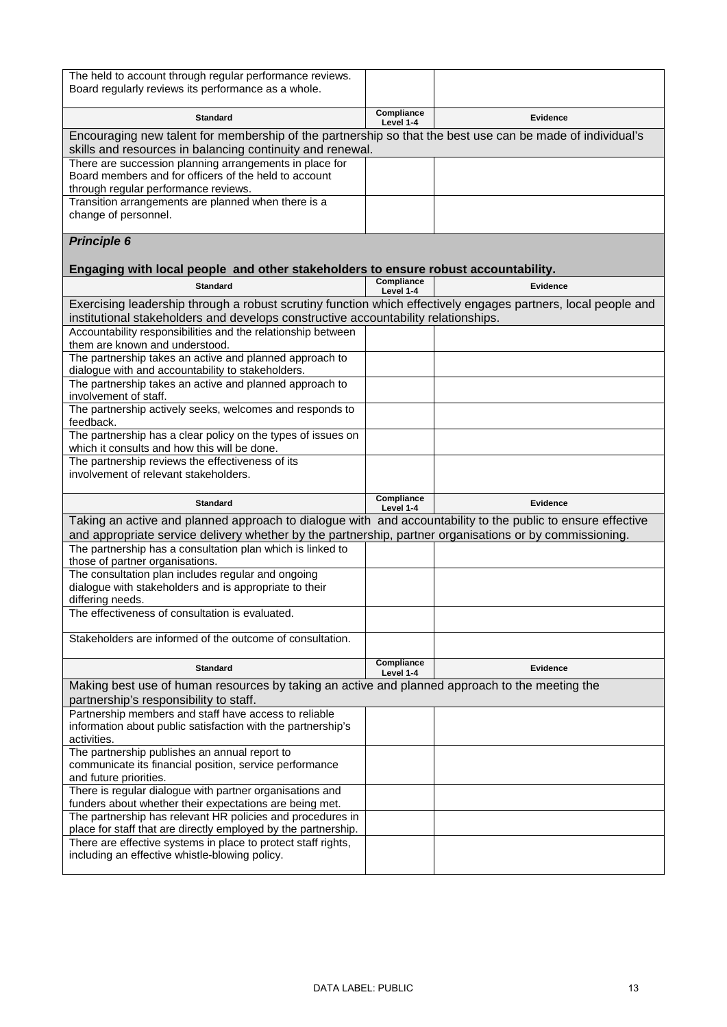| | | |
|---|---|---|
| The held to account through regular performance reviews. Board regularly reviews its performance as a whole. | | |

| Standard | Compliance Level 1-4 | Evidence |
|---|---|---|
| Encouraging new talent for membership of the partnership so that the best use can be made of individual's skills and resources in balancing continuity and renewal. | | |
| There are succession planning arrangements in place for Board members and for officers of the held to account through regular performance reviews. | | |
| Transition arrangements are planned when there is a change of personnel. | | |

***Principle 6***

**Engaging with local people and other stakeholders to ensure robust accountability.**

| Standard | Compliance Level 1-4 | Evidence |
|---|---|---|
| Exercising leadership through a robust scrutiny function which effectively engages partners, local people and institutional stakeholders and develops constructive accountability relationships. | | |
| Accountability responsibilities and the relationship between them are known and understood. | | |
| The partnership takes an active and planned approach to dialogue with and accountability to stakeholders. | | |
| The partnership takes an active and planned approach to involvement of staff. | | |
| The partnership actively seeks, welcomes and responds to feedback. | | |
| The partnership has a clear policy on the types of issues on which it consults and how this will be done. | | |
| The partnership reviews the effectiveness of its involvement of relevant stakeholders. | | |

| Standard | Compliance Level 1-4 | Evidence |
|---|---|---|
| Taking an active and planned approach to dialogue with and accountability to the public to ensure effective and appropriate service delivery whether by the partnership, partner organisations or by commissioning. | | |
| The partnership has a consultation plan which is linked to those of partner organisations. | | |
| The consultation plan includes regular and ongoing dialogue with stakeholders and is appropriate to their differing needs. | | |
| The effectiveness of consultation is evaluated. | | |
| Stakeholders are informed of the outcome of consultation. | | |

| Standard | Compliance Level 1-4 | Evidence |
|---|---|---|
| Making best use of human resources by taking an active and planned approach to the meeting the partnership's responsibility to staff. | | |
| Partnership members and staff have access to reliable information about public satisfaction with the partnership's activities. | | |
| The partnership publishes an annual report to communicate its financial position, service performance and future priorities. | | |
| There is regular dialogue with partner organisations and funders about whether their expectations are being met. | | |
| The partnership has relevant HR policies and procedures in place for staff that are directly employed by the partnership. | | |
| There are effective systems in place to protect staff rights, including an effective whistle-blowing policy. | | |

DATA LABEL: PUBLIC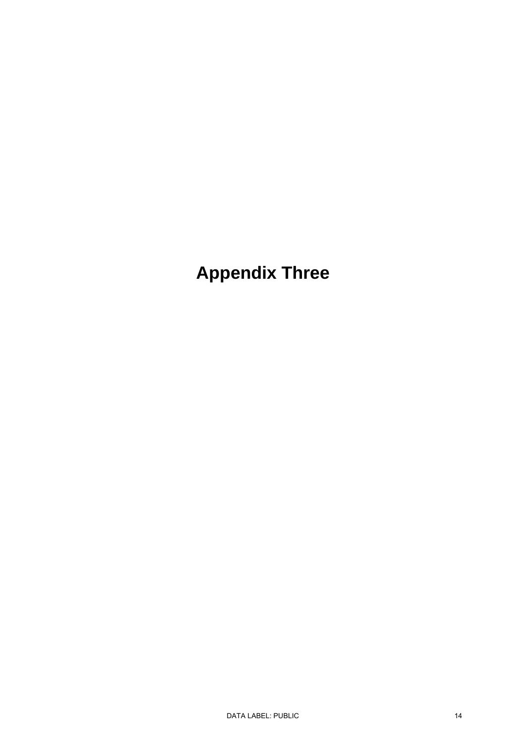# Appendix Three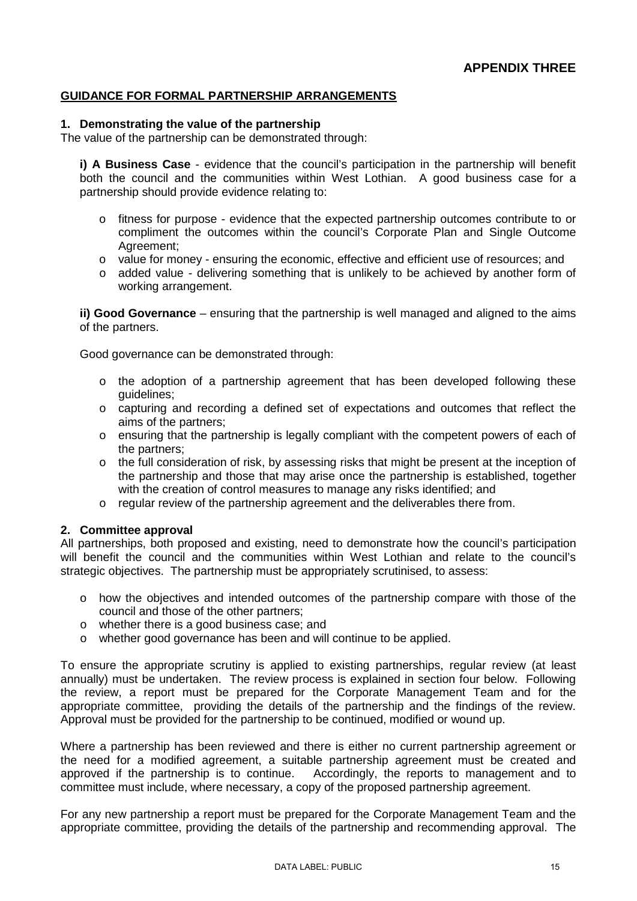**APPENDIX THREE**

## GUIDANCE FOR FORMAL PARTNERSHIP ARRANGEMENTS

### 1. Demonstrating the value of the partnership

The value of the partnership can be demonstrated through:

**i) A Business Case** - evidence that the council's participation in the partnership will benefit both the council and the communities within West Lothian. A good business case for a partnership should provide evidence relating to:

- fitness for purpose - evidence that the expected partnership outcomes contribute to or compliment the outcomes within the council's Corporate Plan and Single Outcome Agreement;
- value for money - ensuring the economic, effective and efficient use of resources; and
- added value - delivering something that is unlikely to be achieved by another form of working arrangement.

**ii) Good Governance** – ensuring that the partnership is well managed and aligned to the aims of the partners.

Good governance can be demonstrated through:

- the adoption of a partnership agreement that has been developed following these guidelines;
- capturing and recording a defined set of expectations and outcomes that reflect the aims of the partners;
- ensuring that the partnership is legally compliant with the competent powers of each of the partners;
- the full consideration of risk, by assessing risks that might be present at the inception of the partnership and those that may arise once the partnership is established, together with the creation of control measures to manage any risks identified; and
- regular review of the partnership agreement and the deliverables there from.

### 2. Committee approval

All partnerships, both proposed and existing, need to demonstrate how the council's participation will benefit the council and the communities within West Lothian and relate to the council's strategic objectives. The partnership must be appropriately scrutinised, to assess:

- how the objectives and intended outcomes of the partnership compare with those of the council and those of the other partners;
- whether there is a good business case; and
- whether good governance has been and will continue to be applied.

To ensure the appropriate scrutiny is applied to existing partnerships, regular review (at least annually) must be undertaken. The review process is explained in section four below. Following the review, a report must be prepared for the Corporate Management Team and for the appropriate committee, providing the details of the partnership and the findings of the review. Approval must be provided for the partnership to be continued, modified or wound up.

Where a partnership has been reviewed and there is either no current partnership agreement or the need for a modified agreement, a suitable partnership agreement must be created and approved if the partnership is to continue. Accordingly, the reports to management and to committee must include, where necessary, a copy of the proposed partnership agreement.

For any new partnership a report must be prepared for the Corporate Management Team and the appropriate committee, providing the details of the partnership and recommending approval. The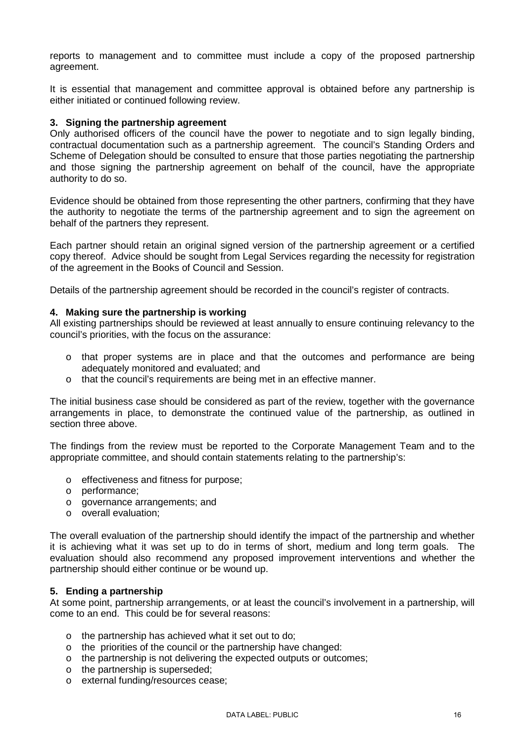reports to management and to committee must include a copy of the proposed partnership agreement.

It is essential that management and committee approval is obtained before any partnership is either initiated or continued following review.

### 3. Signing the partnership agreement

Only authorised officers of the council have the power to negotiate and to sign legally binding, contractual documentation such as a partnership agreement. The council's Standing Orders and Scheme of Delegation should be consulted to ensure that those parties negotiating the partnership and those signing the partnership agreement on behalf of the council, have the appropriate authority to do so.

Evidence should be obtained from those representing the other partners, confirming that they have the authority to negotiate the terms of the partnership agreement and to sign the agreement on behalf of the partners they represent.

Each partner should retain an original signed version of the partnership agreement or a certified copy thereof. Advice should be sought from Legal Services regarding the necessity for registration of the agreement in the Books of Council and Session.

Details of the partnership agreement should be recorded in the council's register of contracts.

### 4. Making sure the partnership is working

All existing partnerships should be reviewed at least annually to ensure continuing relevancy to the council's priorities, with the focus on the assurance:

- that proper systems are in place and that the outcomes and performance are being adequately monitored and evaluated; and
- that the council's requirements are being met in an effective manner.

The initial business case should be considered as part of the review, together with the governance arrangements in place, to demonstrate the continued value of the partnership, as outlined in section three above.

The findings from the review must be reported to the Corporate Management Team and to the appropriate committee, and should contain statements relating to the partnership's:

- effectiveness and fitness for purpose;
- performance;
- governance arrangements; and
- overall evaluation;

The overall evaluation of the partnership should identify the impact of the partnership and whether it is achieving what it was set up to do in terms of short, medium and long term goals. The evaluation should also recommend any proposed improvement interventions and whether the partnership should either continue or be wound up.

### 5. Ending a partnership

At some point, partnership arrangements, or at least the council's involvement in a partnership, will come to an end. This could be for several reasons:

- the partnership has achieved what it set out to do;
- the priorities of the council or the partnership have changed:
- the partnership is not delivering the expected outputs or outcomes;
- the partnership is superseded;
- external funding/resources cease;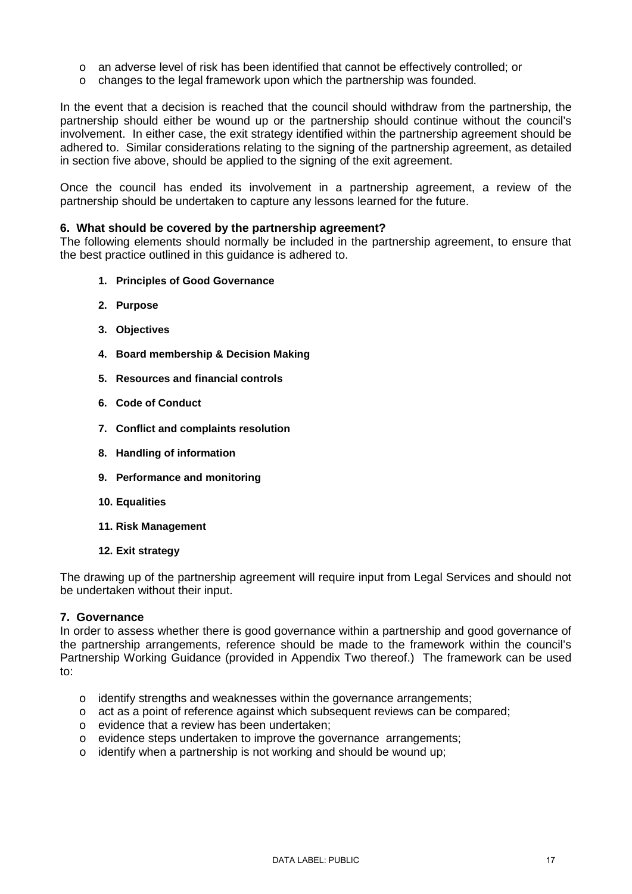- an adverse level of risk has been identified that cannot be effectively controlled; or
- changes to the legal framework upon which the partnership was founded.

In the event that a decision is reached that the council should withdraw from the partnership, the partnership should either be wound up or the partnership should continue without the council's involvement. In either case, the exit strategy identified within the partnership agreement should be adhered to. Similar considerations relating to the signing of the partnership agreement, as detailed in section five above, should be applied to the signing of the exit agreement.

Once the council has ended its involvement in a partnership agreement, a review of the partnership should be undertaken to capture any lessons learned for the future.

#### 6. What should be covered by the partnership agreement?

The following elements should normally be included in the partnership agreement, to ensure that the best practice outlined in this guidance is adhered to.

1. **Principles of Good Governance**
2. **Purpose**
3. **Objectives**
4. **Board membership & Decision Making**
5. **Resources and financial controls**
6. **Code of Conduct**
7. **Conflict and complaints resolution**
8. **Handling of information**
9. **Performance and monitoring**
10. **Equalities**
11. **Risk Management**
12. **Exit strategy**

The drawing up of the partnership agreement will require input from Legal Services and should not be undertaken without their input.

#### 7. Governance

In order to assess whether there is good governance within a partnership and good governance of the partnership arrangements, reference should be made to the framework within the council's Partnership Working Guidance (provided in Appendix Two thereof.) The framework can be used to:

- identify strengths and weaknesses within the governance arrangements;
- act as a point of reference against which subsequent reviews can be compared;
- evidence that a review has been undertaken;
- evidence steps undertaken to improve the governance arrangements;
- identify when a partnership is not working and should be wound up;